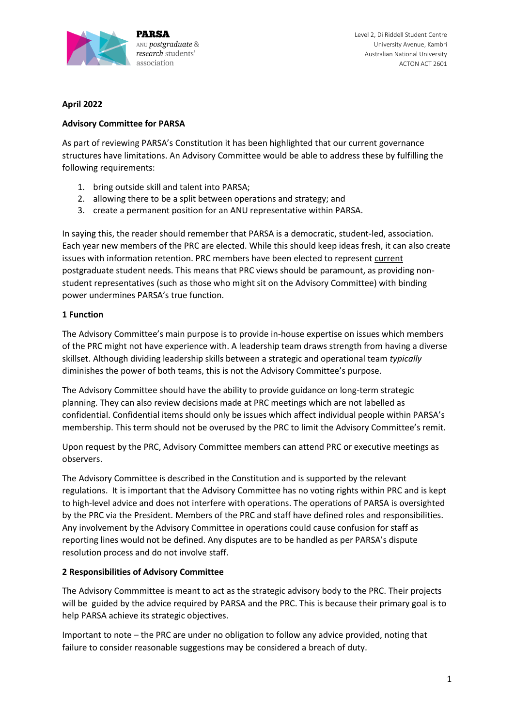**PARSA**
ANU *postgraduate* & *research* students' association

Level 2, Di Riddell Student Centre
University Avenue, Kambri
Australian National University
ACTON ACT 2601

**April 2022**

**Advisory Committee for PARSA**

As part of reviewing PARSA's Constitution it has been highlighted that our current governance structures have limitations. An Advisory Committee would be able to address these by fulfilling the following requirements:

1. bring outside skill and talent into PARSA;
2. allowing there to be a split between operations and strategy; and
3. create a permanent position for an ANU representative within PARSA.

In saying this, the reader should remember that PARSA is a democratic, student-led, association. Each year new members of the PRC are elected. While this should keep ideas fresh, it can also create issues with information retention. PRC members have been elected to represent <u>current</u> postgraduate student needs. This means that PRC views should be paramount, as providing non-student representatives (such as those who might sit on the Advisory Committee) with binding power undermines PARSA's true function.

## 1 Function

The Advisory Committee's main purpose is to provide in-house expertise on issues which members of the PRC might not have experience with. A leadership team draws strength from having a diverse skillset. Although dividing leadership skills between a strategic and operational team *typically* diminishes the power of both teams, this is not the Advisory Committee's purpose.

The Advisory Committee should have the ability to provide guidance on long-term strategic planning. They can also review decisions made at PRC meetings which are not labelled as confidential. Confidential items should only be issues which affect individual people within PARSA's membership. This term should not be overused by the PRC to limit the Advisory Committee's remit.

Upon request by the PRC, Advisory Committee members can attend PRC or executive meetings as observers.

The Advisory Committee is described in the Constitution and is supported by the relevant regulations. It is important that the Advisory Committee has no voting rights within PRC and is kept to high-level advice and does not interfere with operations. The operations of PARSA is oversighted by the PRC via the President. Members of the PRC and staff have defined roles and responsibilities. Any involvement by the Advisory Committee in operations could cause confusion for staff as reporting lines would not be defined. Any disputes are to be handled as per PARSA's dispute resolution process and do not involve staff.

## 2 Responsibilities of Advisory Committee

The Advisory Commmittee is meant to act as the strategic advisory body to the PRC. Their projects will be guided by the advice required by PARSA and the PRC. This is because their primary goal is to help PARSA achieve its strategic objectives.

Important to note – the PRC are under no obligation to follow any advice provided, noting that failure to consider reasonable suggestions may be considered a breach of duty.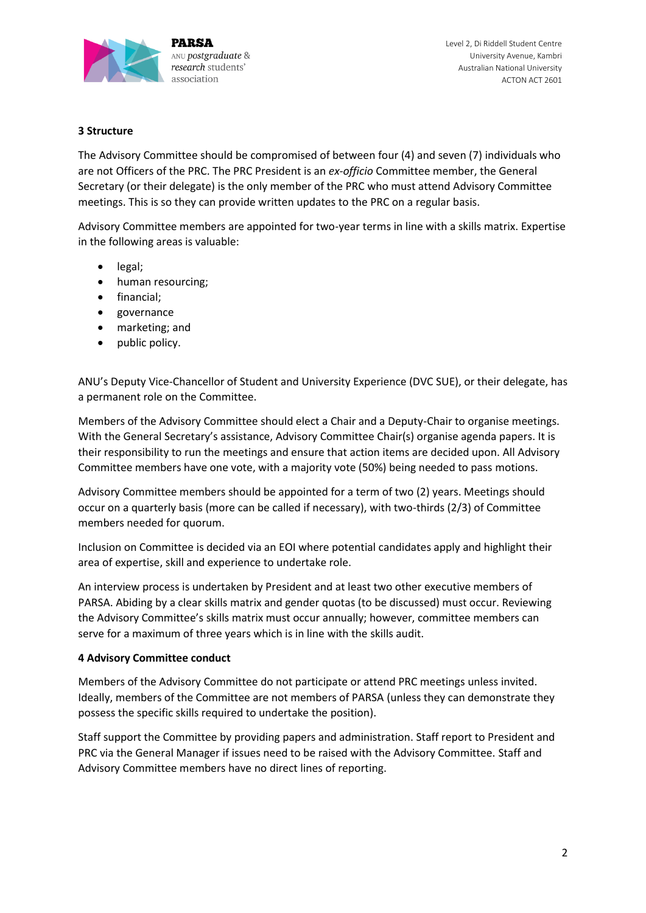### 3 Structure

The Advisory Committee should be compromised of between four (4) and seven (7) individuals who are not Officers of the PRC. The PRC President is an *ex-officio* Committee member, the General Secretary (or their delegate) is the only member of the PRC who must attend Advisory Committee meetings. This is so they can provide written updates to the PRC on a regular basis.

Advisory Committee members are appointed for two-year terms in line with a skills matrix. Expertise in the following areas is valuable:

- legal;
- human resourcing;
- financial;
- governance
- marketing; and
- public policy.

ANU's Deputy Vice-Chancellor of Student and University Experience (DVC SUE), or their delegate, has a permanent role on the Committee.

Members of the Advisory Committee should elect a Chair and a Deputy-Chair to organise meetings. With the General Secretary's assistance, Advisory Committee Chair(s) organise agenda papers. It is their responsibility to run the meetings and ensure that action items are decided upon. All Advisory Committee members have one vote, with a majority vote (50%) being needed to pass motions.

Advisory Committee members should be appointed for a term of two (2) years. Meetings should occur on a quarterly basis (more can be called if necessary), with two-thirds (2/3) of Committee members needed for quorum.

Inclusion on Committee is decided via an EOI where potential candidates apply and highlight their area of expertise, skill and experience to undertake role.

An interview process is undertaken by President and at least two other executive members of PARSA. Abiding by a clear skills matrix and gender quotas (to be discussed) must occur. Reviewing the Advisory Committee's skills matrix must occur annually; however, committee members can serve for a maximum of three years which is in line with the skills audit.

### 4 Advisory Committee conduct

Members of the Advisory Committee do not participate or attend PRC meetings unless invited. Ideally, members of the Committee are not members of PARSA (unless they can demonstrate they possess the specific skills required to undertake the position).

Staff support the Committee by providing papers and administration. Staff report to President and PRC via the General Manager if issues need to be raised with the Advisory Committee. Staff and Advisory Committee members have no direct lines of reporting.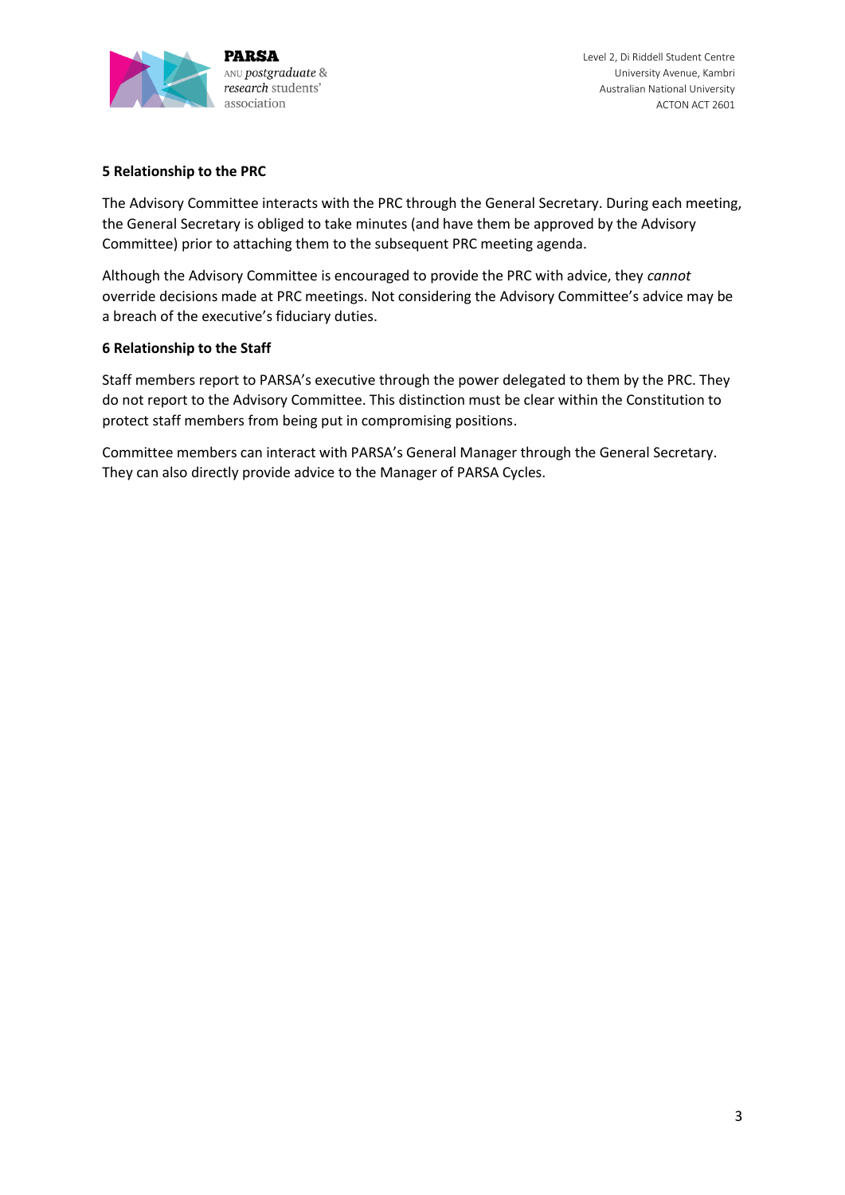## 5 Relationship to the PRC

The Advisory Committee interacts with the PRC through the General Secretary. During each meeting, the General Secretary is obliged to take minutes (and have them be approved by the Advisory Committee) prior to attaching them to the subsequent PRC meeting agenda.

Although the Advisory Committee is encouraged to provide the PRC with advice, they *cannot* override decisions made at PRC meetings. Not considering the Advisory Committee's advice may be a breach of the executive's fiduciary duties.

## 6 Relationship to the Staff

Staff members report to PARSA's executive through the power delegated to them by the PRC. They do not report to the Advisory Committee. This distinction must be clear within the Constitution to protect staff members from being put in compromising positions.

Committee members can interact with PARSA's General Manager through the General Secretary. They can also directly provide advice to the Manager of PARSA Cycles.